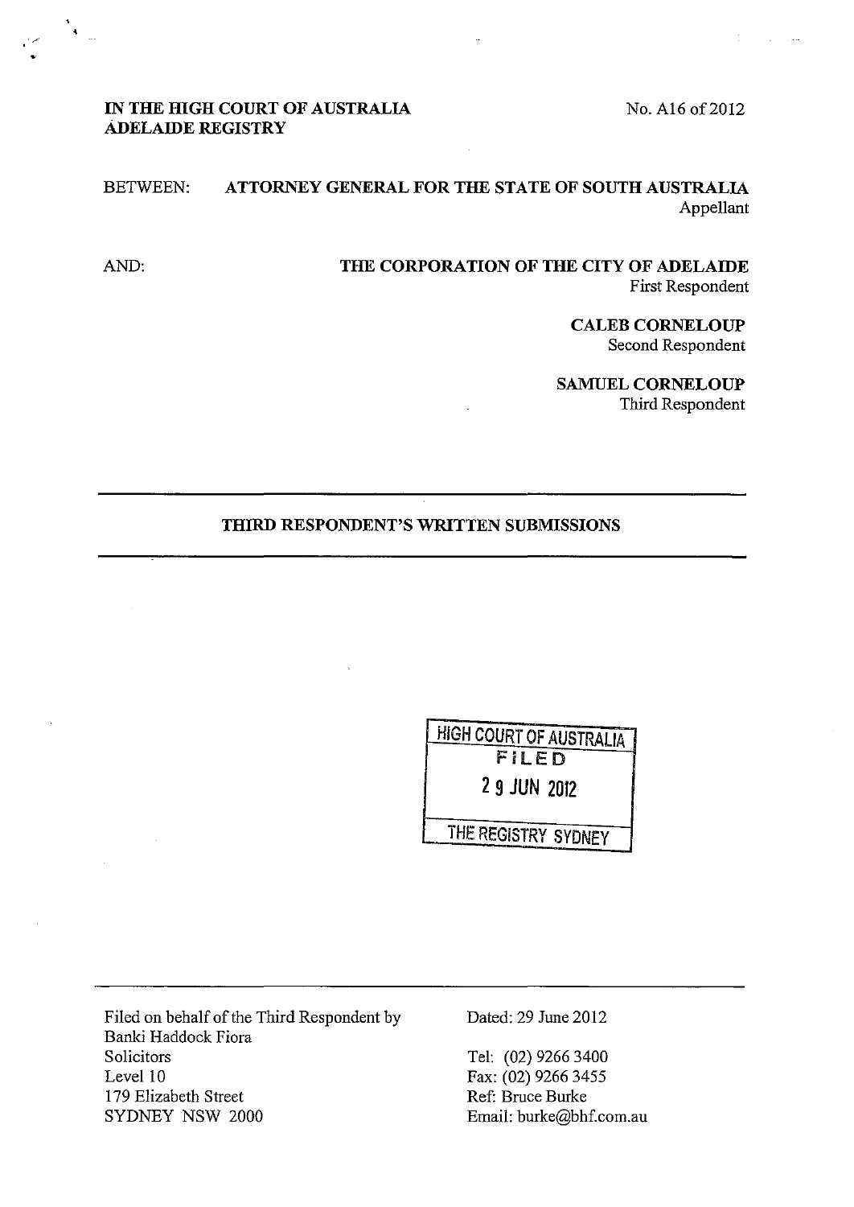**IN THE HIGH COURT OF AUSTRALIA**
**ADELAIDE REGISTRY**

No. A16 of 2012

BETWEEN: **ATTORNEY GENERAL FOR THE STATE OF SOUTH AUSTRALIA**
Appellant

AND: **THE CORPORATION OF THE CITY OF ADELAIDE**
First Respondent

**CALEB CORNELOUP**
Second Respondent

**SAMUEL CORNELOUP**
Third Respondent

---

**THIRD RESPONDENT'S WRITTEN SUBMISSIONS**

---

HIGH COURT OF AUSTRALIA
FILED
29 JUN 2012
THE REGISTRY SYDNEY

---

Filed on behalf of the Third Respondent by
Banki Haddock Fiora
Solicitors
Level 10
179 Elizabeth Street
SYDNEY NSW 2000

Dated: 29 June 2012

Tel: (02) 9266 3400
Fax: (02) 9266 3455
Ref: Bruce Burke
Email: burke@bhf.com.au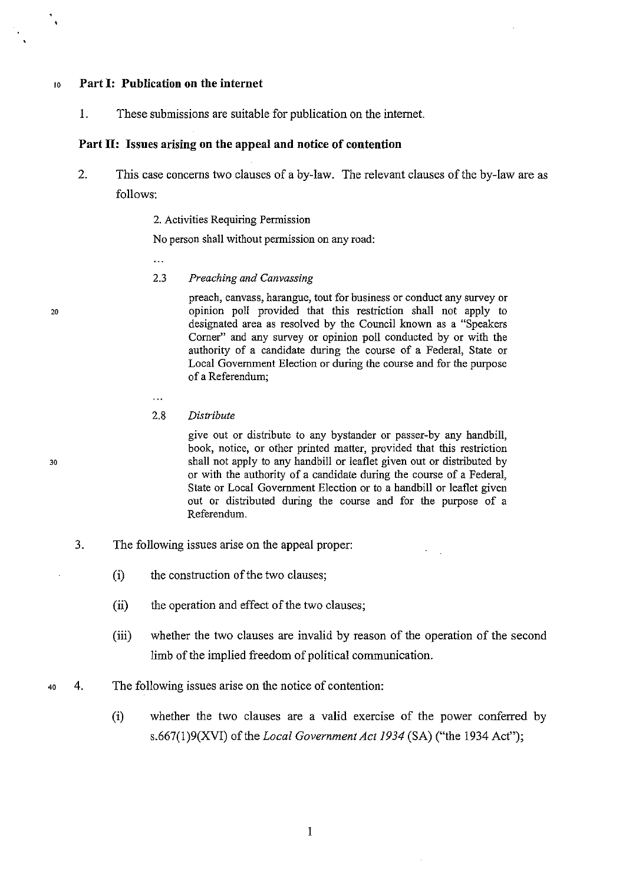## Part I: Publication on the internet

1. These submissions are suitable for publication on the internet.

## Part II: Issues arising on the appeal and notice of contention

2. This case concerns two clauses of a by-law. The relevant clauses of the by-law are as follows:

> 2. Activities Requiring Permission
>
> No person shall without permission on any road:
>
> ...
>
> 2.3 *Preaching and Canvassing*
>
> preach, canvass, harangue, tout for business or conduct any survey or opinion poll provided that this restriction shall not apply to designated area as resolved by the Council known as a "Speakers Corner" and any survey or opinion poll conducted by or with the authority of a candidate during the course of a Federal, State or Local Government Election or during the course and for the purpose of a Referendum;
>
> ...
>
> 2.8 *Distribute*
>
> give out or distribute to any bystander or passer-by any handbill, book, notice, or other printed matter, provided that this restriction shall not apply to any handbill or leaflet given out or distributed by or with the authority of a candidate during the course of a Federal, State or Local Government Election or to a handbill or leaflet given out or distributed during the course and for the purpose of a Referendum.

3. The following issues arise on the appeal proper:

   (i) the construction of the two clauses;

   (ii) the operation and effect of the two clauses;

   (iii) whether the two clauses are invalid by reason of the operation of the second limb of the implied freedom of political communication.

4. The following issues arise on the notice of contention:

   (i) whether the two clauses are a valid exercise of the power conferred by s.667(1)9(XVI) of the *Local Government Act 1934* (SA) ("the 1934 Act");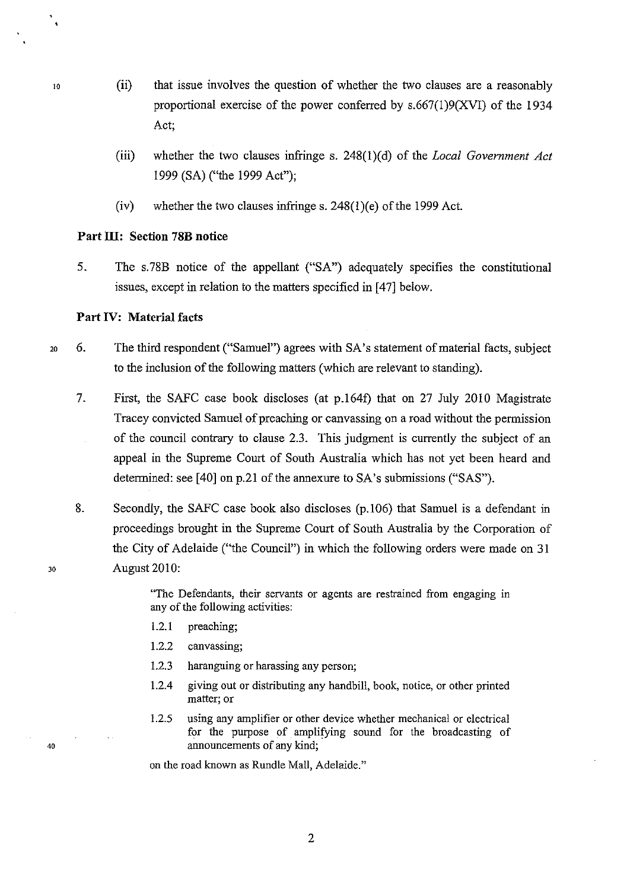(ii) that issue involves the question of whether the two clauses are a reasonably proportional exercise of the power conferred by s.667(1)9(XVI) of the 1934 Act;

(iii) whether the two clauses infringe s. 248(1)(d) of the *Local Government Act* 1999 (SA) ("the 1999 Act");

(iv) whether the two clauses infringe s. 248(1)(e) of the 1999 Act.

**Part III: Section 78B notice**

5. The s.78B notice of the appellant ("SA") adequately specifies the constitutional issues, except in relation to the matters specified in [47] below.

**Part IV: Material facts**

6. The third respondent ("Samuel") agrees with SA's statement of material facts, subject to the inclusion of the following matters (which are relevant to standing).

7. First, the SAFC case book discloses (at p.164f) that on 27 July 2010 Magistrate Tracey convicted Samuel of preaching or canvassing on a road without the permission of the council contrary to clause 2.3. This judgment is currently the subject of an appeal in the Supreme Court of South Australia which has not yet been heard and determined: see [40] on p.21 of the annexure to SA's submissions ("SAS").

8. Secondly, the SAFC case book also discloses (p.106) that Samuel is a defendant in proceedings brought in the Supreme Court of South Australia by the Corporation of the City of Adelaide ("the Council") in which the following orders were made on 31 August 2010:

> "The Defendants, their servants or agents are restrained from engaging in any of the following activities:
>
> 1.2.1 preaching;
>
> 1.2.2 canvassing;
>
> 1.2.3 haranguing or harassing any person;
>
> 1.2.4 giving out or distributing any handbill, book, notice, or other printed matter; or
>
> 1.2.5 using any amplifier or other device whether mechanical or electrical for the purpose of amplifying sound for the broadcasting of announcements of any kind;
>
> on the road known as Rundle Mall, Adelaide."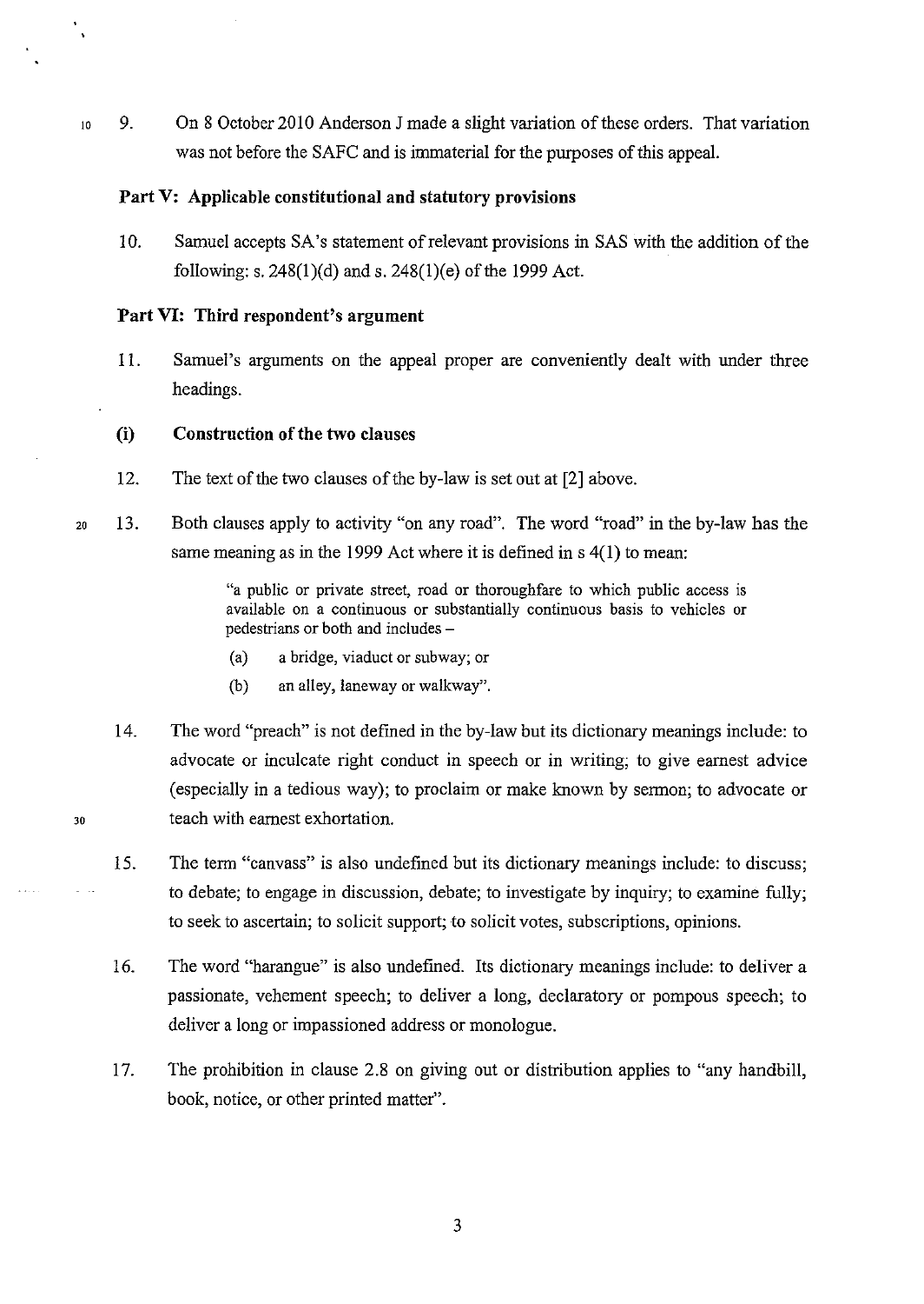9. On 8 October 2010 Anderson J made a slight variation of these orders. That variation was not before the SAFC and is immaterial for the purposes of this appeal.

## Part V: Applicable constitutional and statutory provisions

10. Samuel accepts SA's statement of relevant provisions in SAS with the addition of the following: s. 248(1)(d) and s. 248(1)(e) of the 1999 Act.

## Part VI: Third respondent's argument

11. Samuel's arguments on the appeal proper are conveniently dealt with under three headings.

### (i) Construction of the two clauses

12. The text of the two clauses of the by-law is set out at [2] above.

13. Both clauses apply to activity "on any road". The word "road" in the by-law has the same meaning as in the 1999 Act where it is defined in s 4(1) to mean:

> "a public or private street, road or thoroughfare to which public access is available on a continuous or substantially continuous basis to vehicles or pedestrians or both and includes –
>
> (a) a bridge, viaduct or subway; or
>
> (b) an alley, laneway or walkway".

14. The word "preach" is not defined in the by-law but its dictionary meanings include: to advocate or inculcate right conduct in speech or in writing; to give earnest advice (especially in a tedious way); to proclaim or make known by sermon; to advocate or teach with earnest exhortation.

15. The term "canvass" is also undefined but its dictionary meanings include: to discuss; to debate; to engage in discussion, debate; to investigate by inquiry; to examine fully; to seek to ascertain; to solicit support; to solicit votes, subscriptions, opinions.

16. The word "harangue" is also undefined. Its dictionary meanings include: to deliver a passionate, vehement speech; to deliver a long, declaratory or pompous speech; to deliver a long or impassioned address or monologue.

17. The prohibition in clause 2.8 on giving out or distribution applies to "any handbill, book, notice, or other printed matter".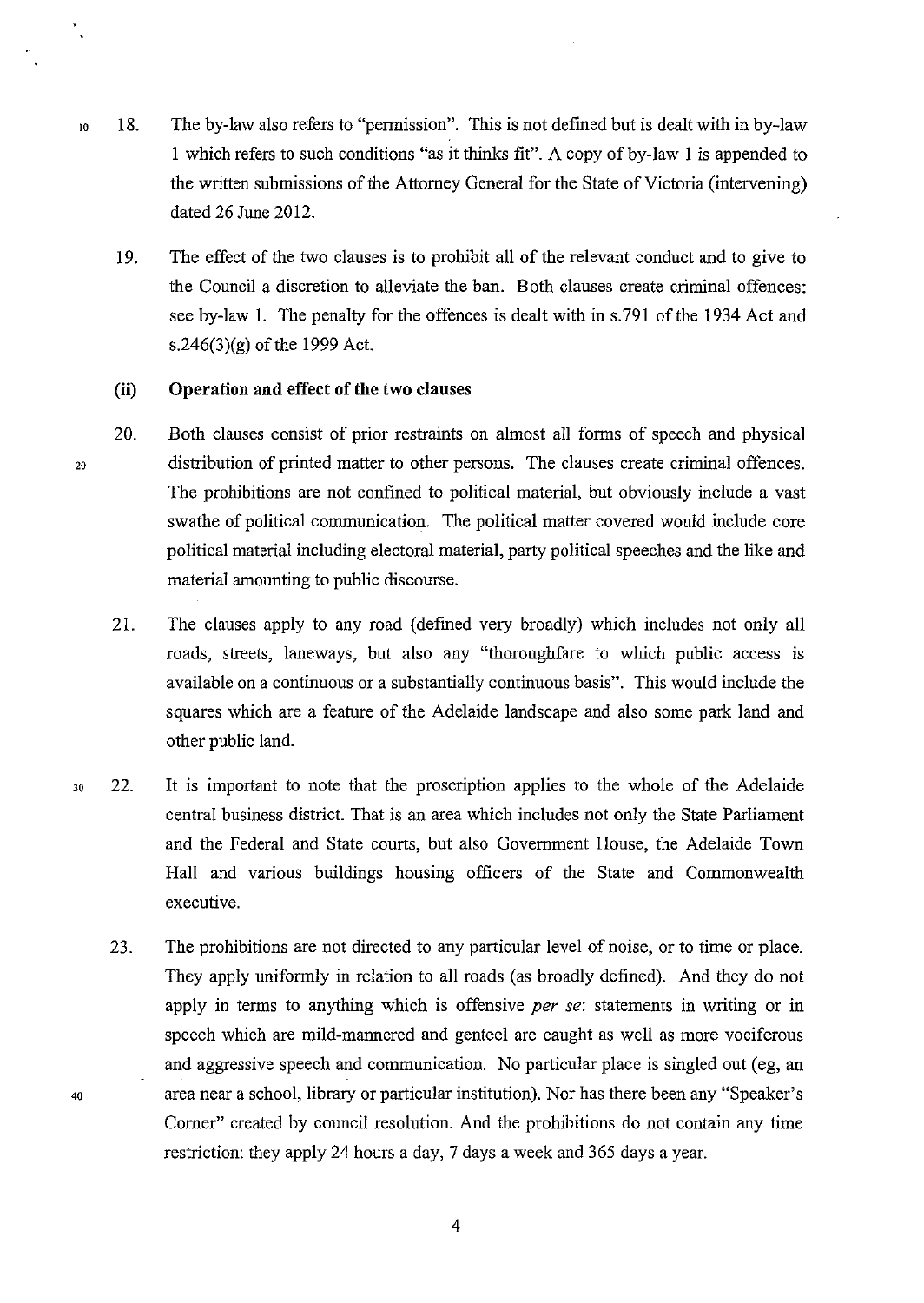18. The by-law also refers to "permission". This is not defined but is dealt with in by-law 1 which refers to such conditions "as it thinks fit". A copy of by-law 1 is appended to the written submissions of the Attorney General for the State of Victoria (intervening) dated 26 June 2012.

19. The effect of the two clauses is to prohibit all of the relevant conduct and to give to the Council a discretion to alleviate the ban. Both clauses create criminal offences: see by-law 1. The penalty for the offences is dealt with in s.791 of the 1934 Act and s.246(3)(g) of the 1999 Act.

### (ii) Operation and effect of the two clauses

20. Both clauses consist of prior restraints on almost all forms of speech and physical distribution of printed matter to other persons. The clauses create criminal offences. The prohibitions are not confined to political material, but obviously include a vast swathe of political communication. The political matter covered would include core political material including electoral material, party political speeches and the like and material amounting to public discourse.

21. The clauses apply to any road (defined very broadly) which includes not only all roads, streets, laneways, but also any "thoroughfare to which public access is available on a continuous or a substantially continuous basis". This would include the squares which are a feature of the Adelaide landscape and also some park land and other public land.

22. It is important to note that the proscription applies to the whole of the Adelaide central business district. That is an area which includes not only the State Parliament and the Federal and State courts, but also Government House, the Adelaide Town Hall and various buildings housing officers of the State and Commonwealth executive.

23. The prohibitions are not directed to any particular level of noise, or to time or place. They apply uniformly in relation to all roads (as broadly defined). And they do not apply in terms to anything which is offensive *per se*: statements in writing or in speech which are mild-mannered and genteel are caught as well as more vociferous and aggressive speech and communication. No particular place is singled out (eg, an area near a school, library or particular institution). Nor has there been any "Speaker's Corner" created by council resolution. And the prohibitions do not contain any time restriction: they apply 24 hours a day, 7 days a week and 365 days a year.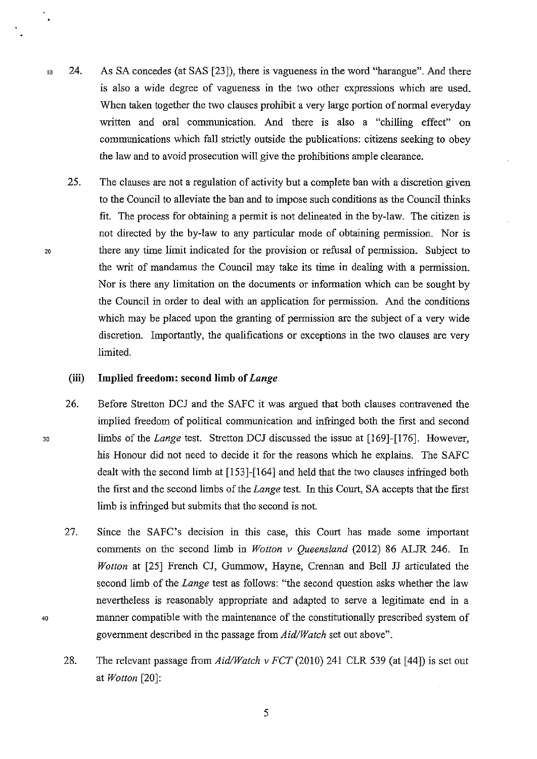24. As SA concedes (at SAS [23]), there is vagueness in the word "harangue". And there is also a wide degree of vagueness in the two other expressions which are used. When taken together the two clauses prohibit a very large portion of normal everyday written and oral communication. And there is also a "chilling effect" on communications which fall strictly outside the publications: citizens seeking to obey the law and to avoid prosecution will give the prohibitions ample clearance.

25. The clauses are not a regulation of activity but a complete ban with a discretion given to the Council to alleviate the ban and to impose such conditions as the Council thinks fit. The process for obtaining a permit is not delineated in the by-law. The citizen is not directed by the by-law to any particular mode of obtaining permission. Nor is there any time limit indicated for the provision or refusal of permission. Subject to the writ of mandamus the Council may take its time in dealing with a permission. Nor is there any limitation on the documents or information which can be sought by the Council in order to deal with an application for permission. And the conditions which may be placed upon the granting of permission are the subject of a very wide discretion. Importantly, the qualifications or exceptions in the two clauses are very limited.

### (iii) Implied freedom: second limb of *Lange*

26. Before Stretton DCJ and the SAFC it was argued that both clauses contravened the implied freedom of political communication and infringed both the first and second limbs of the *Lange* test. Stretton DCJ discussed the issue at [169]-[176]. However, his Honour did not need to decide it for the reasons which he explains. The SAFC dealt with the second limb at [153]-[164] and held that the two clauses infringed both the first and the second limbs of the *Lange* test. In this Court, SA accepts that the first limb is infringed but submits that the second is not.

27. Since the SAFC's decision in this case, this Court has made some important comments on the second limb in *Wotton v Queensland* (2012) 86 ALJR 246. In *Wotton* at [25] French CJ, Gummow, Hayne, Crennan and Bell JJ articulated the second limb of the *Lange* test as follows: "the second question asks whether the law nevertheless is reasonably appropriate and adapted to serve a legitimate end in a manner compatible with the maintenance of the constitutionally prescribed system of government described in the passage from *Aid/Watch* set out above".

28. The relevant passage from *Aid/Watch v FCT* (2010) 241 CLR 539 (at [44]) is set out at *Wotton* [20]: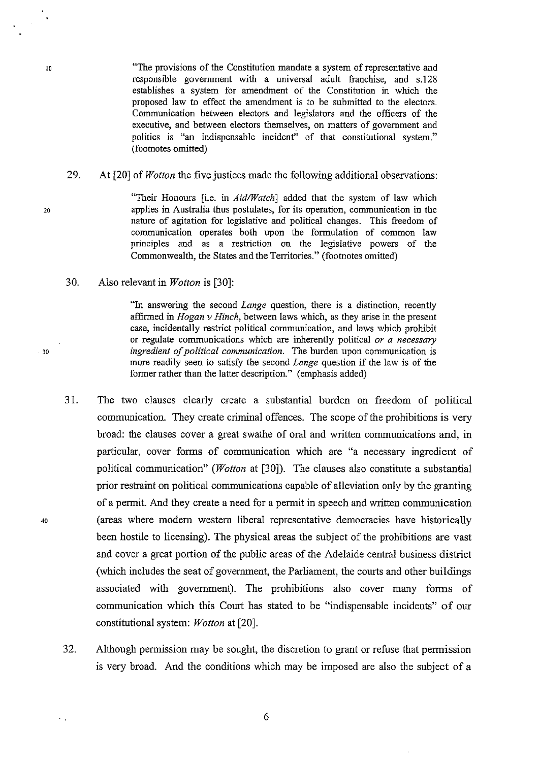> "The provisions of the Constitution mandate a system of representative and responsible government with a universal adult franchise, and s.128 establishes a system for amendment of the Constitution in which the proposed law to effect the amendment is to be submitted to the electors. Communication between electors and legislators and the officers of the executive, and between electors themselves, on matters of government and politics is "an indispensable incident" of that constitutional system." (footnotes omitted)

29. At [20] of *Wotton* the five justices made the following additional observations:

> "Their Honours [i.e. in *Aid/Watch*] added that the system of law which applies in Australia thus postulates, for its operation, communication in the nature of agitation for legislative and political changes. This freedom of communication operates both upon the formulation of common law principles and as a restriction on the legislative powers of the Commonwealth, the States and the Territories." (footnotes omitted)

30. Also relevant in *Wotton* is [30]:

> "In answering the second *Lange* question, there is a distinction, recently affirmed in *Hogan v Hinch*, between laws which, as they arise in the present case, incidentally restrict political communication, and laws which prohibit or regulate communications which are inherently political *or a necessary ingredient of political communication.* The burden upon communication is more readily seen to satisfy the second *Lange* question if the law is of the former rather than the latter description." (emphasis added)

31. The two clauses clearly create a substantial burden on freedom of political communication. They create criminal offences. The scope of the prohibitions is very broad: the clauses cover a great swathe of oral and written communications and, in particular, cover forms of communication which are "a necessary ingredient of political communication" (*Wotton* at [30]). The clauses also constitute a substantial prior restraint on political communications capable of alleviation only by the granting of a permit. And they create a need for a permit in speech and written communication (areas where modern western liberal representative democracies have historically been hostile to licensing). The physical areas the subject of the prohibitions are vast and cover a great portion of the public areas of the Adelaide central business district (which includes the seat of government, the Parliament, the courts and other buildings associated with government). The prohibitions also cover many forms of communication which this Court has stated to be "indispensable incidents" of our constitutional system: *Wotton* at [20].

32. Although permission may be sought, the discretion to grant or refuse that permission is very broad. And the conditions which may be imposed are also the subject of a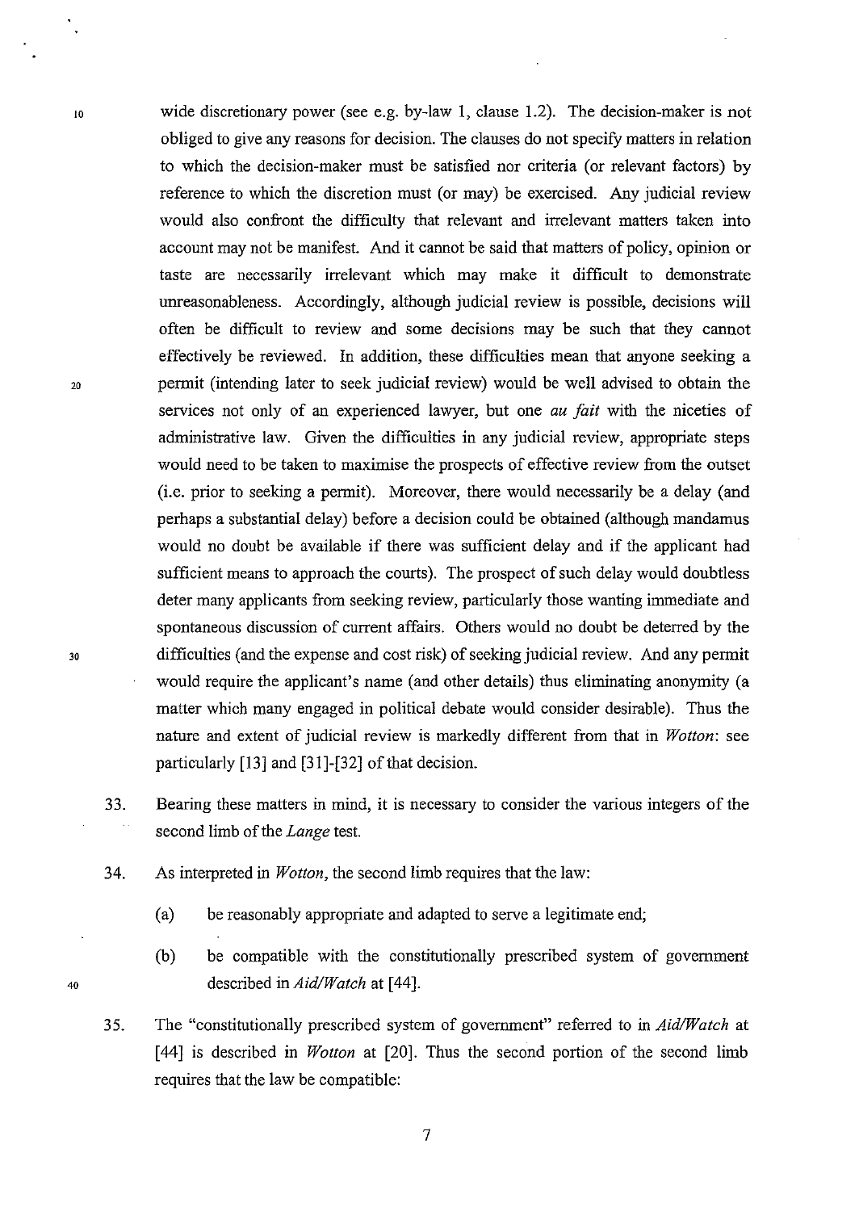wide discretionary power (see e.g. by-law 1, clause 1.2). The decision-maker is not obliged to give any reasons for decision. The clauses do not specify matters in relation to which the decision-maker must be satisfied nor criteria (or relevant factors) by reference to which the discretion must (or may) be exercised. Any judicial review would also confront the difficulty that relevant and irrelevant matters taken into account may not be manifest. And it cannot be said that matters of policy, opinion or taste are necessarily irrelevant which may make it difficult to demonstrate unreasonableness. Accordingly, although judicial review is possible, decisions will often be difficult to review and some decisions may be such that they cannot effectively be reviewed. In addition, these difficulties mean that anyone seeking a permit (intending later to seek judicial review) would be well advised to obtain the services not only of an experienced lawyer, but one *au fait* with the niceties of administrative law. Given the difficulties in any judicial review, appropriate steps would need to be taken to maximise the prospects of effective review from the outset (i.e. prior to seeking a permit). Moreover, there would necessarily be a delay (and perhaps a substantial delay) before a decision could be obtained (although mandamus would no doubt be available if there was sufficient delay and if the applicant had sufficient means to approach the courts). The prospect of such delay would doubtless deter many applicants from seeking review, particularly those wanting immediate and spontaneous discussion of current affairs. Others would no doubt be deterred by the difficulties (and the expense and cost risk) of seeking judicial review. And any permit would require the applicant's name (and other details) thus eliminating anonymity (a matter which many engaged in political debate would consider desirable). Thus the nature and extent of judicial review is markedly different from that in *Wotton*: see particularly [13] and [31]-[32] of that decision.

33. Bearing these matters in mind, it is necessary to consider the various integers of the second limb of the *Lange* test.

34. As interpreted in *Wotton*, the second limb requires that the law:

    (a) be reasonably appropriate and adapted to serve a legitimate end;

    (b) be compatible with the constitutionally prescribed system of government described in *Aid/Watch* at [44].

35. The "constitutionally prescribed system of government" referred to in *Aid/Watch* at [44] is described in *Wotton* at [20]. Thus the second portion of the second limb requires that the law be compatible: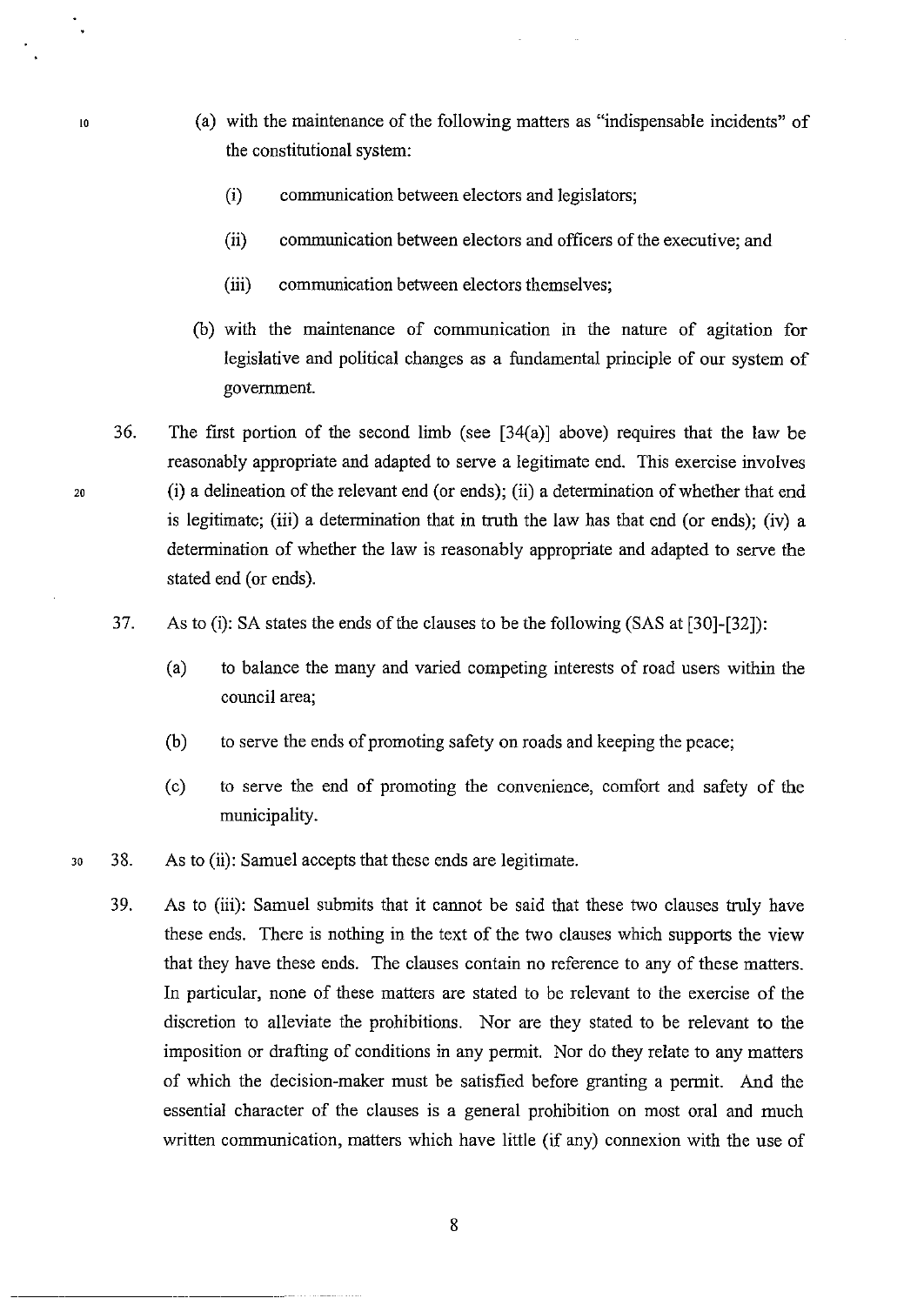(a) with the maintenance of the following matters as "indispensable incidents" of the constitutional system:

   (i) communication between electors and legislators;

   (ii) communication between electors and officers of the executive; and

   (iii) communication between electors themselves;

(b) with the maintenance of communication in the nature of agitation for legislative and political changes as a fundamental principle of our system of government.

36. The first portion of the second limb (see [34(a)] above) requires that the law be reasonably appropriate and adapted to serve a legitimate end. This exercise involves (i) a delineation of the relevant end (or ends); (ii) a determination of whether that end is legitimate; (iii) a determination that in truth the law has that end (or ends); (iv) a determination of whether the law is reasonably appropriate and adapted to serve the stated end (or ends).

37. As to (i): SA states the ends of the clauses to be the following (SAS at [30]-[32]):

   (a) to balance the many and varied competing interests of road users within the council area;

   (b) to serve the ends of promoting safety on roads and keeping the peace;

   (c) to serve the end of promoting the convenience, comfort and safety of the municipality.

38. As to (ii): Samuel accepts that these ends are legitimate.

39. As to (iii): Samuel submits that it cannot be said that these two clauses truly have these ends. There is nothing in the text of the two clauses which supports the view that they have these ends. The clauses contain no reference to any of these matters. In particular, none of these matters are stated to be relevant to the exercise of the discretion to alleviate the prohibitions. Nor are they stated to be relevant to the imposition or drafting of conditions in any permit. Nor do they relate to any matters of which the decision-maker must be satisfied before granting a permit. And the essential character of the clauses is a general prohibition on most oral and much written communication, matters which have little (if any) connexion with the use of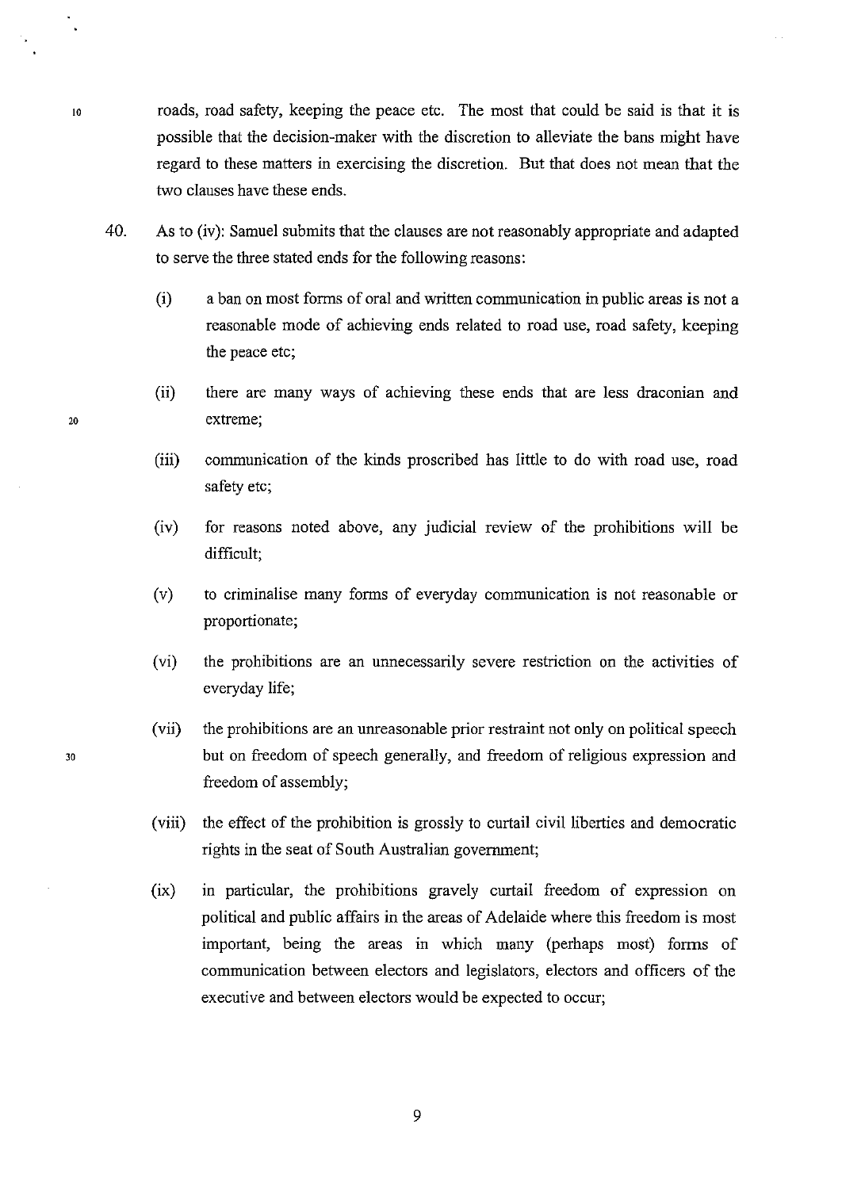roads, road safety, keeping the peace etc. The most that could be said is that it is possible that the decision-maker with the discretion to alleviate the bans might have regard to these matters in exercising the discretion. But that does not mean that the two clauses have these ends.

40. As to (iv): Samuel submits that the clauses are not reasonably appropriate and adapted to serve the three stated ends for the following reasons:

   (i) a ban on most forms of oral and written communication in public areas is not a reasonable mode of achieving ends related to road use, road safety, keeping the peace etc;

   (ii) there are many ways of achieving these ends that are less draconian and extreme;

   (iii) communication of the kinds proscribed has little to do with road use, road safety etc;

   (iv) for reasons noted above, any judicial review of the prohibitions will be difficult;

   (v) to criminalise many forms of everyday communication is not reasonable or proportionate;

   (vi) the prohibitions are an unnecessarily severe restriction on the activities of everyday life;

   (vii) the prohibitions are an unreasonable prior restraint not only on political speech but on freedom of speech generally, and freedom of religious expression and freedom of assembly;

   (viii) the effect of the prohibition is grossly to curtail civil liberties and democratic rights in the seat of South Australian government;

   (ix) in particular, the prohibitions gravely curtail freedom of expression on political and public affairs in the areas of Adelaide where this freedom is most important, being the areas in which many (perhaps most) forms of communication between electors and legislators, electors and officers of the executive and between electors would be expected to occur;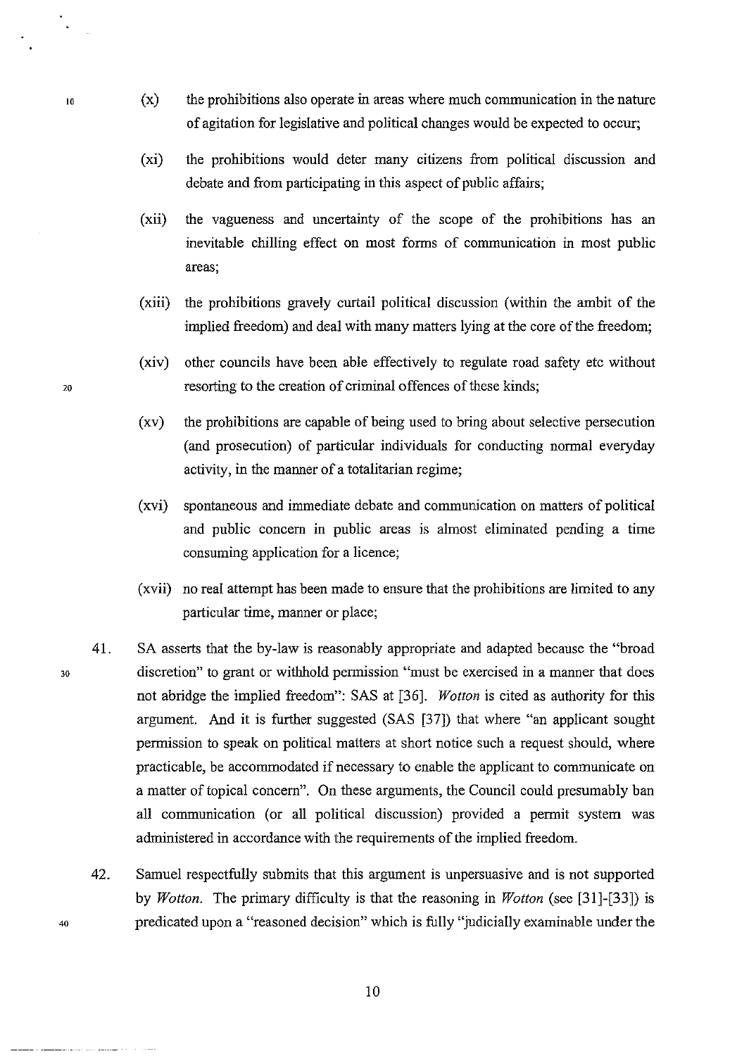(x) the prohibitions also operate in areas where much communication in the nature of agitation for legislative and political changes would be expected to occur;

(xi) the prohibitions would deter many citizens from political discussion and debate and from participating in this aspect of public affairs;

(xii) the vagueness and uncertainty of the scope of the prohibitions has an inevitable chilling effect on most forms of communication in most public areas;

(xiii) the prohibitions gravely curtail political discussion (within the ambit of the implied freedom) and deal with many matters lying at the core of the freedom;

(xiv) other councils have been able effectively to regulate road safety etc without resorting to the creation of criminal offences of these kinds;

(xv) the prohibitions are capable of being used to bring about selective persecution (and prosecution) of particular individuals for conducting normal everyday activity, in the manner of a totalitarian regime;

(xvi) spontaneous and immediate debate and communication on matters of political and public concern in public areas is almost eliminated pending a time consuming application for a licence;

(xvii) no real attempt has been made to ensure that the prohibitions are limited to any particular time, manner or place;

41. SA asserts that the by-law is reasonably appropriate and adapted because the "broad discretion" to grant or withhold permission "must be exercised in a manner that does not abridge the implied freedom": SAS at [36]. *Wotton* is cited as authority for this argument. And it is further suggested (SAS [37]) that where "an applicant sought permission to speak on political matters at short notice such a request should, where practicable, be accommodated if necessary to enable the applicant to communicate on a matter of topical concern". On these arguments, the Council could presumably ban all communication (or all political discussion) provided a permit system was administered in accordance with the requirements of the implied freedom.

42. Samuel respectfully submits that this argument is unpersuasive and is not supported by *Wotton*. The primary difficulty is that the reasoning in *Wotton* (see [31]-[33]) is predicated upon a "reasoned decision" which is fully "judicially examinable under the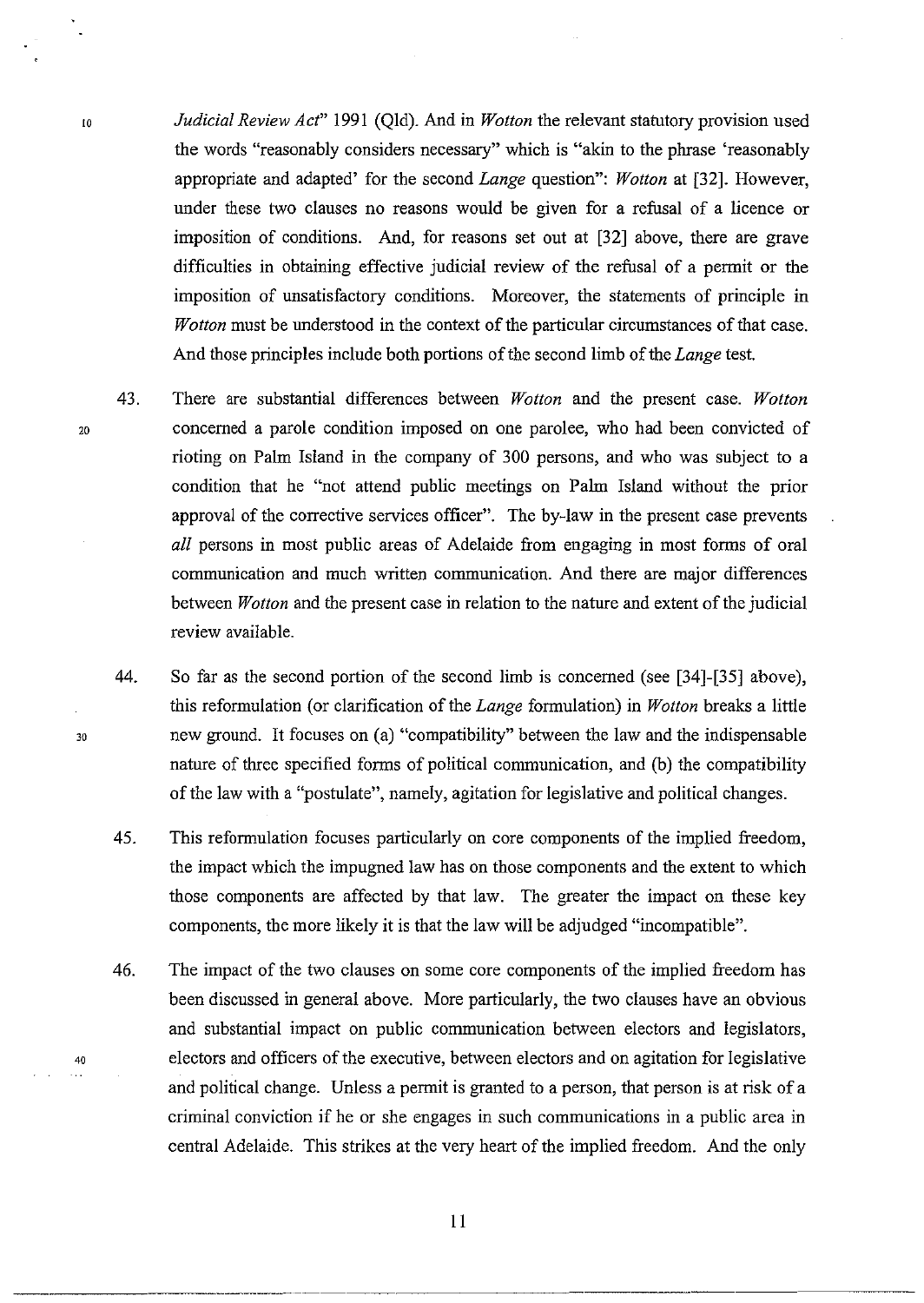*Judicial Review Act*" 1991 (Qld). And in *Wotton* the relevant statutory provision used the words "reasonably considers necessary" which is "akin to the phrase 'reasonably appropriate and adapted' for the second *Lange* question": *Wotton* at [32]. However, under these two clauses no reasons would be given for a refusal of a licence or imposition of conditions. And, for reasons set out at [32] above, there are grave difficulties in obtaining effective judicial review of the refusal of a permit or the imposition of unsatisfactory conditions. Moreover, the statements of principle in *Wotton* must be understood in the context of the particular circumstances of that case. And those principles include both portions of the second limb of the *Lange* test.

43. There are substantial differences between *Wotton* and the present case. *Wotton* concerned a parole condition imposed on one parolee, who had been convicted of rioting on Palm Island in the company of 300 persons, and who was subject to a condition that he "not attend public meetings on Palm Island without the prior approval of the corrective services officer". The by-law in the present case prevents *all* persons in most public areas of Adelaide from engaging in most forms of oral communication and much written communication. And there are major differences between *Wotton* and the present case in relation to the nature and extent of the judicial review available.

44. So far as the second portion of the second limb is concerned (see [34]-[35] above), this reformulation (or clarification of the *Lange* formulation) in *Wotton* breaks a little new ground. It focuses on (a) "compatibility" between the law and the indispensable nature of three specified forms of political communication, and (b) the compatibility of the law with a "postulate", namely, agitation for legislative and political changes.

45. This reformulation focuses particularly on core components of the implied freedom, the impact which the impugned law has on those components and the extent to which those components are affected by that law. The greater the impact on these key components, the more likely it is that the law will be adjudged "incompatible".

46. The impact of the two clauses on some core components of the implied freedom has been discussed in general above. More particularly, the two clauses have an obvious and substantial impact on public communication between electors and legislators, electors and officers of the executive, between electors and on agitation for legislative and political change. Unless a permit is granted to a person, that person is at risk of a criminal conviction if he or she engages in such communications in a public area in central Adelaide. This strikes at the very heart of the implied freedom. And the only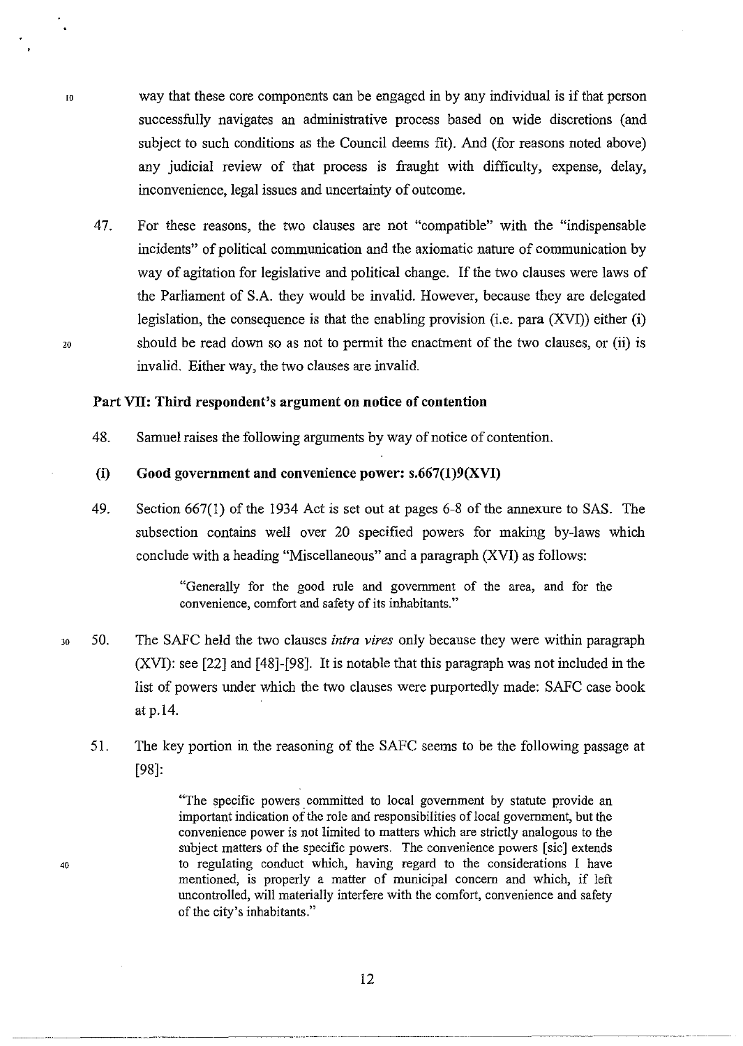way that these core components can be engaged in by any individual is if that person successfully navigates an administrative process based on wide discretions (and subject to such conditions as the Council deems fit). And (for reasons noted above) any judicial review of that process is fraught with difficulty, expense, delay, inconvenience, legal issues and uncertainty of outcome.

47. For these reasons, the two clauses are not "compatible" with the "indispensable incidents" of political communication and the axiomatic nature of communication by way of agitation for legislative and political change. If the two clauses were laws of the Parliament of S.A. they would be invalid. However, because they are delegated legislation, the consequence is that the enabling provision (i.e. para (XVI)) either (i) should be read down so as not to permit the enactment of the two clauses, or (ii) is invalid. Either way, the two clauses are invalid.

### Part VII: Third respondent's argument on notice of contention

48. Samuel raises the following arguments by way of notice of contention.

#### (i) Good government and convenience power: s.667(1)9(XVI)

49. Section 667(1) of the 1934 Act is set out at pages 6-8 of the annexure to SAS. The subsection contains well over 20 specified powers for making by-laws which conclude with a heading "Miscellaneous" and a paragraph (XVI) as follows:

> "Generally for the good rule and government of the area, and for the convenience, comfort and safety of its inhabitants."

50. The SAFC held the two clauses *intra vires* only because they were within paragraph (XVI): see [22] and [48]-[98]. It is notable that this paragraph was not included in the list of powers under which the two clauses were purportedly made: SAFC case book at p.14.

51. The key portion in the reasoning of the SAFC seems to be the following passage at [98]:

> "The specific powers committed to local government by statute provide an important indication of the role and responsibilities of local government, but the convenience power is not limited to matters which are strictly analogous to the subject matters of the specific powers. The convenience powers [sic] extends to regulating conduct which, having regard to the considerations I have mentioned, is properly a matter of municipal concern and which, if left uncontrolled, will materially interfere with the comfort, convenience and safety of the city's inhabitants."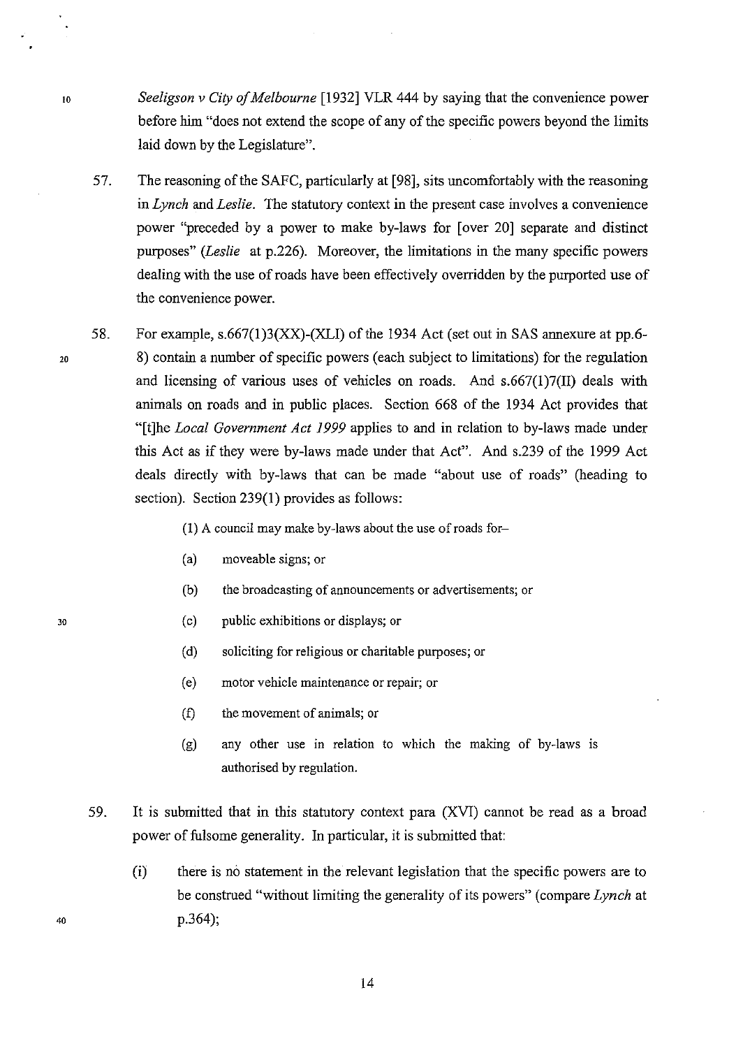*Seeligson v City of Melbourne* [1932] VLR 444 by saying that the convenience power before him "does not extend the scope of any of the specific powers beyond the limits laid down by the Legislature".

57. The reasoning of the SAFC, particularly at [98], sits uncomfortably with the reasoning in *Lynch* and *Leslie*. The statutory context in the present case involves a convenience power "preceded by a power to make by-laws for [over 20] separate and distinct purposes" (*Leslie* at p.226). Moreover, the limitations in the many specific powers dealing with the use of roads have been effectively overridden by the purported use of the convenience power.

58. For example, s.667(1)3(XX)-(XLI) of the 1934 Act (set out in SAS annexure at pp.6-8) contain a number of specific powers (each subject to limitations) for the regulation and licensing of various uses of vehicles on roads. And s.667(1)7(II) deals with animals on roads and in public places. Section 668 of the 1934 Act provides that "[t]he *Local Government Act 1999* applies to and in relation to by-laws made under this Act as if they were by-laws made under that Act". And s.239 of the 1999 Act deals directly with by-laws that can be made "about use of roads" (heading to section). Section 239(1) provides as follows:

    (1) A council may make by-laws about the use of roads for–

    (a) moveable signs; or

    (b) the broadcasting of announcements or advertisements; or

    (c) public exhibitions or displays; or

    (d) soliciting for religious or charitable purposes; or

    (e) motor vehicle maintenance or repair; or

    (f) the movement of animals; or

    (g) any other use in relation to which the making of by-laws is authorised by regulation.

59. It is submitted that in this statutory context para (XVI) cannot be read as a broad power of fulsome generality. In particular, it is submitted that:

    (i) there is no statement in the relevant legislation that the specific powers are to be construed "without limiting the generality of its powers" (compare *Lynch* at p.364);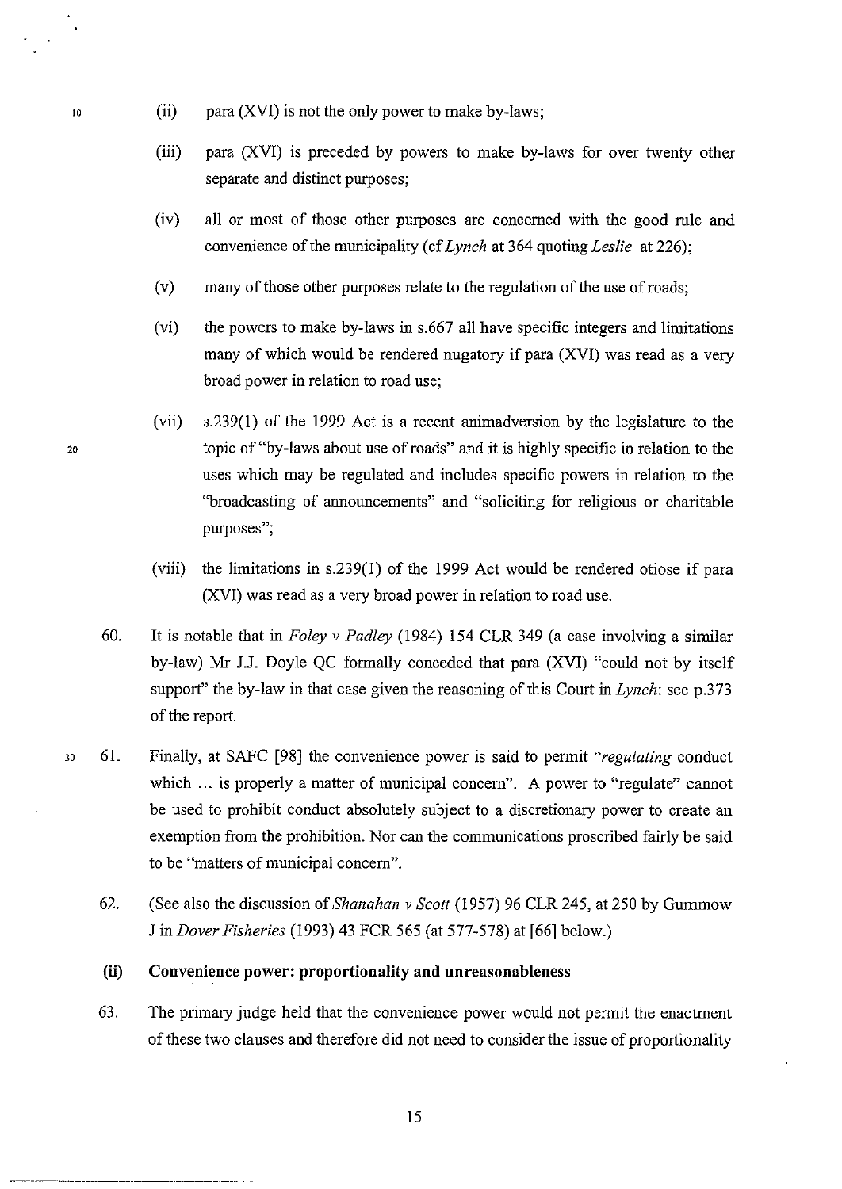(ii) para (XVI) is not the only power to make by-laws;

(iii) para (XVI) is preceded by powers to make by-laws for over twenty other separate and distinct purposes;

(iv) all or most of those other purposes are concerned with the good rule and convenience of the municipality (cf *Lynch* at 364 quoting *Leslie* at 226);

(v) many of those other purposes relate to the regulation of the use of roads;

(vi) the powers to make by-laws in s.667 all have specific integers and limitations many of which would be rendered nugatory if para (XVI) was read as a very broad power in relation to road use;

(vii) s.239(1) of the 1999 Act is a recent animadversion by the legislature to the topic of "by-laws about use of roads" and it is highly specific in relation to the uses which may be regulated and includes specific powers in relation to the "broadcasting of announcements" and "soliciting for religious or charitable purposes";

(viii) the limitations in s.239(1) of the 1999 Act would be rendered otiose if para (XVI) was read as a very broad power in relation to road use.

60. It is notable that in *Foley v Padley* (1984) 154 CLR 349 (a case involving a similar by-law) Mr J.J. Doyle QC formally conceded that para (XVI) "could not by itself support" the by-law in that case given the reasoning of this Court in *Lynch*: see p.373 of the report.

61. Finally, at SAFC [98] the convenience power is said to permit "*regulating* conduct which ... is properly a matter of municipal concern". A power to "regulate" cannot be used to prohibit conduct absolutely subject to a discretionary power to create an exemption from the prohibition. Nor can the communications proscribed fairly be said to be "matters of municipal concern".

62. (See also the discussion of *Shanahan v Scott* (1957) 96 CLR 245, at 250 by Gummow J in *Dover Fisheries* (1993) 43 FCR 565 (at 577-578) at [66] below.)

### (ii) Convenience power: proportionality and unreasonableness

63. The primary judge held that the convenience power would not permit the enactment of these two clauses and therefore did not need to consider the issue of proportionality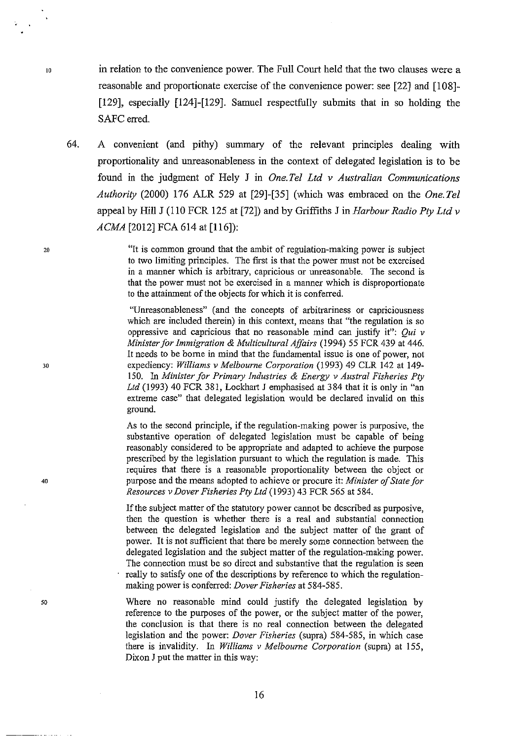in relation to the convenience power. The Full Court held that the two clauses were a reasonable and proportionate exercise of the convenience power: see [22] and [108]-[129], especially [124]-[129]. Samuel respectfully submits that in so holding the SAFC erred.

64. A convenient (and pithy) summary of the relevant principles dealing with proportionality and unreasonableness in the context of delegated legislation is to be found in the judgment of Hely J in *One.Tel Ltd v Australian Communications Authority* (2000) 176 ALR 529 at [29]-[35] (which was embraced on the *One.Tel* appeal by Hill J (110 FCR 125 at [72]) and by Griffiths J in *Harbour Radio Pty Ltd v ACMA* [2012] FCA 614 at [116]):

> "It is common ground that the ambit of regulation-making power is subject to two limiting principles. The first is that the power must not be exercised in a manner which is arbitrary, capricious or unreasonable. The second is that the power must not be exercised in a manner which is disproportionate to the attainment of the objects for which it is conferred.
>
> "Unreasonableness" (and the concepts of arbitrariness or capriciousness which are included therein) in this context, means that "the regulation is so oppressive and capricious that no reasonable mind can justify it": *Qui v Minister for Immigration & Multicultural Affairs* (1994) 55 FCR 439 at 446. It needs to be borne in mind that the fundamental issue is one of power, not expediency: *Williams v Melbourne Corporation* (1993) 49 CLR 142 at 149-150. In *Minister for Primary Industries & Energy v Austral Fisheries Pty Ltd* (1993) 40 FCR 381, Lockhart J emphasised at 384 that it is only in "an extreme case" that delegated legislation would be declared invalid on this ground.
>
> As to the second principle, if the regulation-making power is purposive, the substantive operation of delegated legislation must be capable of being reasonably considered to be appropriate and adapted to achieve the purpose prescribed by the legislation pursuant to which the regulation is made. This requires that there is a reasonable proportionality between the object or purpose and the means adopted to achieve or procure it: *Minister of State for Resources v Dover Fisheries Pty Ltd* (1993) 43 FCR 565 at 584.
>
> If the subject matter of the statutory power cannot be described as purposive, then the question is whether there is a real and substantial connection between the delegated legislation and the subject matter of the grant of power. It is not sufficient that there be merely some connection between the delegated legislation and the subject matter of the regulation-making power. The connection must be so direct and substantive that the regulation is seen really to satisfy one of the descriptions by reference to which the regulation-making power is conferred: *Dover Fisheries* at 584-585.
>
> Where no reasonable mind could justify the delegated legislation by reference to the purposes of the power, or the subject matter of the power, the conclusion is that there is no real connection between the delegated legislation and the power: *Dover Fisheries* (supra) 584-585, in which case there is invalidity. In *Williams v Melbourne Corporation* (supra) at 155, Dixon J put the matter in this way: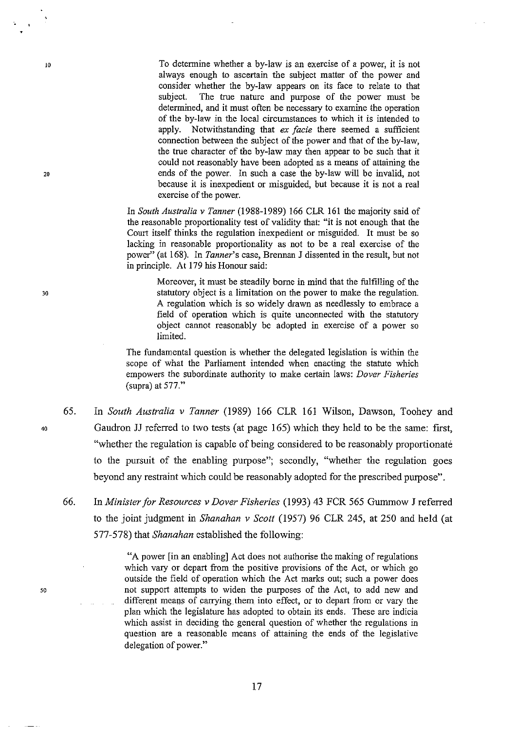> To determine whether a by-law is an exercise of a power, it is not always enough to ascertain the subject matter of the power and consider whether the by-law appears on its face to relate to that subject. The true nature and purpose of the power must be determined, and it must often be necessary to examine the operation of the by-law in the local circumstances to which it is intended to apply. Notwithstanding that *ex facie* there seemed a sufficient connection between the subject of the power and that of the by-law, the true character of the by-law may then appear to be such that it could not reasonably have been adopted as a means of attaining the ends of the power. In such a case the by-law will be invalid, not because it is inexpedient or misguided, but because it is not a real exercise of the power.

In *South Australia v Tanner* (1988-1989) 166 CLR 161 the majority said of the reasonable proportionality test of validity that: "it is not enough that the Court itself thinks the regulation inexpedient or misguided. It must be so lacking in reasonable proportionality as not to be a real exercise of the power" (at 168). In *Tanner*'s case, Brennan J dissented in the result, but not in principle. At 179 his Honour said:

> Moreover, it must be steadily borne in mind that the fulfilling of the statutory object is a limitation on the power to make the regulation. A regulation which is so widely drawn as needlessly to embrace a field of operation which is quite unconnected with the statutory object cannot reasonably be adopted in exercise of a power so limited.

The fundamental question is whether the delegated legislation is within the scope of what the Parliament intended when enacting the statute which empowers the subordinate authority to make certain laws: *Dover Fisheries* (supra) at 577."

65. In *South Australia v Tanner* (1989) 166 CLR 161 Wilson, Dawson, Toohey and Gaudron JJ referred to two tests (at page 165) which they held to be the same: first, "whether the regulation is capable of being considered to be reasonably proportionate to the pursuit of the enabling purpose"; secondly, "whether the regulation goes beyond any restraint which could be reasonably adopted for the prescribed purpose".

66. In *Minister for Resources v Dover Fisheries* (1993) 43 FCR 565 Gummow J referred to the joint judgment in *Shanahan v Scott* (1957) 96 CLR 245, at 250 and held (at 577-578) that *Shanahan* established the following:

> "A power [in an enabling] Act does not authorise the making of regulations which vary or depart from the positive provisions of the Act, or which go outside the field of operation which the Act marks out; such a power does not support attempts to widen the purposes of the Act, to add new and different means of carrying them into effect, or to depart from or vary the plan which the legislature has adopted to obtain its ends. These are indicia which assist in deciding the general question of whether the regulations in question are a reasonable means of attaining the ends of the legislative delegation of power."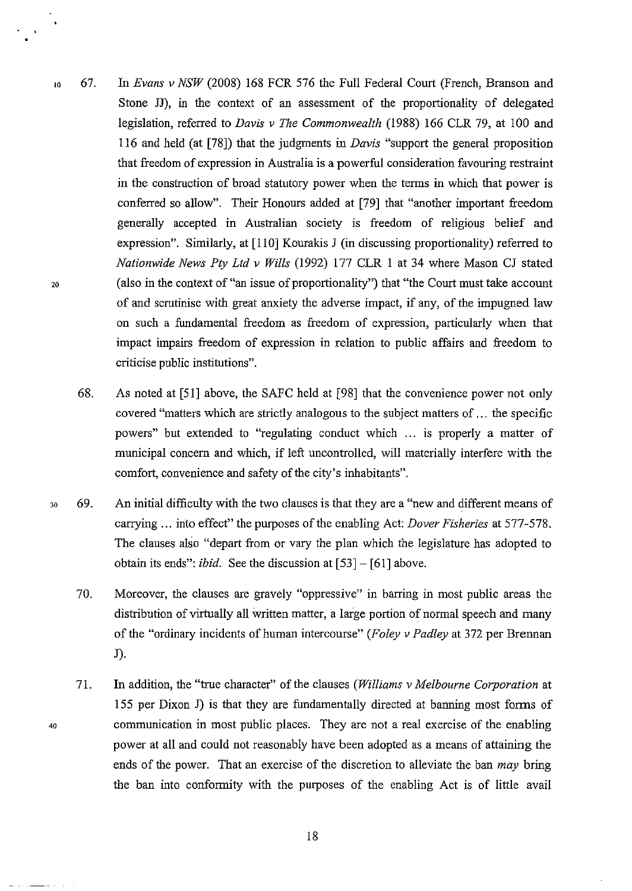67. In *Evans v NSW* (2008) 168 FCR 576 the Full Federal Court (French, Branson and Stone JJ), in the context of an assessment of the proportionality of delegated legislation, referred to *Davis v The Commonwealth* (1988) 166 CLR 79, at 100 and 116 and held (at [78]) that the judgments in *Davis* "support the general proposition that freedom of expression in Australia is a powerful consideration favouring restraint in the construction of broad statutory power when the terms in which that power is conferred so allow". Their Honours added at [79] that "another important freedom generally accepted in Australian society is freedom of religious belief and expression". Similarly, at [110] Kourakis J (in discussing proportionality) referred to *Nationwide News Pty Ltd v Wills* (1992) 177 CLR 1 at 34 where Mason CJ stated (also in the context of "an issue of proportionality") that "the Court must take account of and scrutinise with great anxiety the adverse impact, if any, of the impugned law on such a fundamental freedom as freedom of expression, particularly when that impact impairs freedom of expression in relation to public affairs and freedom to criticise public institutions".

68. As noted at [51] above, the SAFC held at [98] that the convenience power not only covered "matters which are strictly analogous to the subject matters of ... the specific powers" but extended to "regulating conduct which ... is properly a matter of municipal concern and which, if left uncontrolled, will materially interfere with the comfort, convenience and safety of the city's inhabitants".

69. An initial difficulty with the two clauses is that they are a "new and different means of carrying ... into effect" the purposes of the enabling Act: *Dover Fisheries* at 577-578. The clauses also "depart from or vary the plan which the legislature has adopted to obtain its ends": *ibid*. See the discussion at [53] – [61] above.

70. Moreover, the clauses are gravely "oppressive" in barring in most public areas the distribution of virtually all written matter, a large portion of normal speech and many of the "ordinary incidents of human intercourse" (*Foley v Padley* at 372 per Brennan J).

71. In addition, the "true character" of the clauses (*Williams v Melbourne Corporation* at 155 per Dixon J) is that they are fundamentally directed at banning most forms of communication in most public places. They are not a real exercise of the enabling power at all and could not reasonably have been adopted as a means of attaining the ends of the power. That an exercise of the discretion to alleviate the ban *may* bring the ban into conformity with the purposes of the enabling Act is of little avail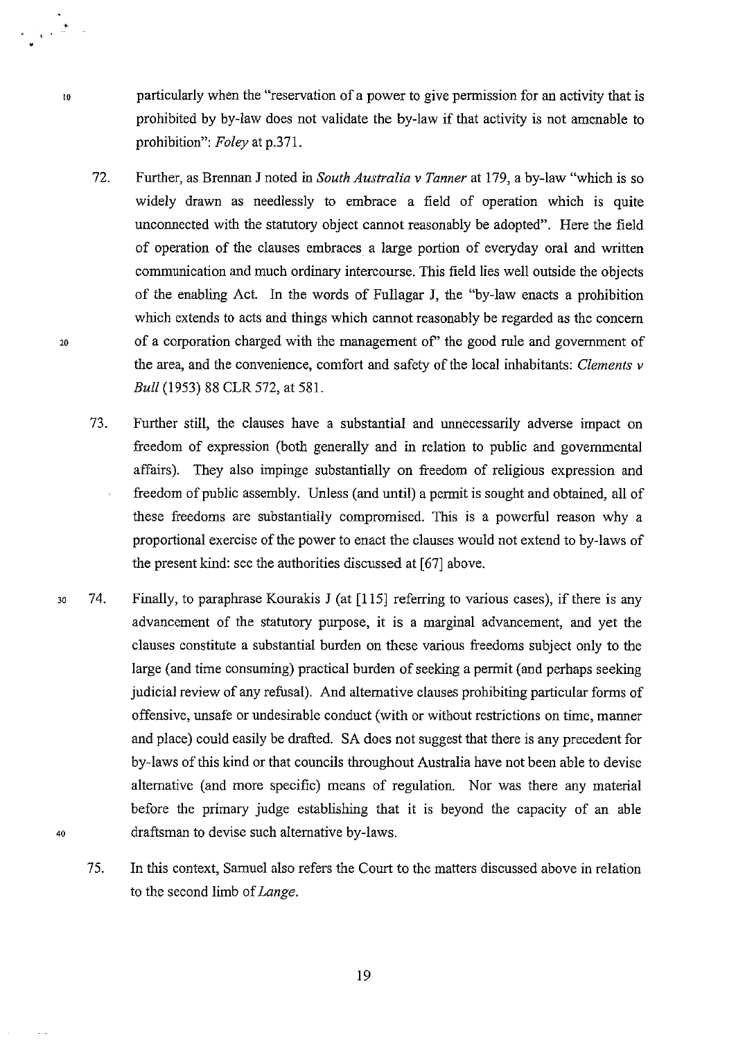particularly when the "reservation of a power to give permission for an activity that is prohibited by by-law does not validate the by-law if that activity is not amenable to prohibition": *Foley* at p.371.

72. Further, as Brennan J noted in *South Australia v Tanner* at 179, a by-law "which is so widely drawn as needlessly to embrace a field of operation which is quite unconnected with the statutory object cannot reasonably be adopted". Here the field of operation of the clauses embraces a large portion of everyday oral and written communication and much ordinary intercourse. This field lies well outside the objects of the enabling Act. In the words of Fullagar J, the "by-law enacts a prohibition which extends to acts and things which cannot reasonably be regarded as the concern of a corporation charged with the management of" the good rule and government of the area, and the convenience, comfort and safety of the local inhabitants: *Clements v Bull* (1953) 88 CLR 572, at 581.

73. Further still, the clauses have a substantial and unnecessarily adverse impact on freedom of expression (both generally and in relation to public and governmental affairs). They also impinge substantially on freedom of religious expression and freedom of public assembly. Unless (and until) a permit is sought and obtained, all of these freedoms are substantially compromised. This is a powerful reason why a proportional exercise of the power to enact the clauses would not extend to by-laws of the present kind: see the authorities discussed at [67] above.

74. Finally, to paraphrase Kourakis J (at [115] referring to various cases), if there is any advancement of the statutory purpose, it is a marginal advancement, and yet the clauses constitute a substantial burden on these various freedoms subject only to the large (and time consuming) practical burden of seeking a permit (and perhaps seeking judicial review of any refusal). And alternative clauses prohibiting particular forms of offensive, unsafe or undesirable conduct (with or without restrictions on time, manner and place) could easily be drafted. SA does not suggest that there is any precedent for by-laws of this kind or that councils throughout Australia have not been able to devise alternative (and more specific) means of regulation. Nor was there any material before the primary judge establishing that it is beyond the capacity of an able draftsman to devise such alternative by-laws.

75. In this context, Samuel also refers the Court to the matters discussed above in relation to the second limb of *Lange*.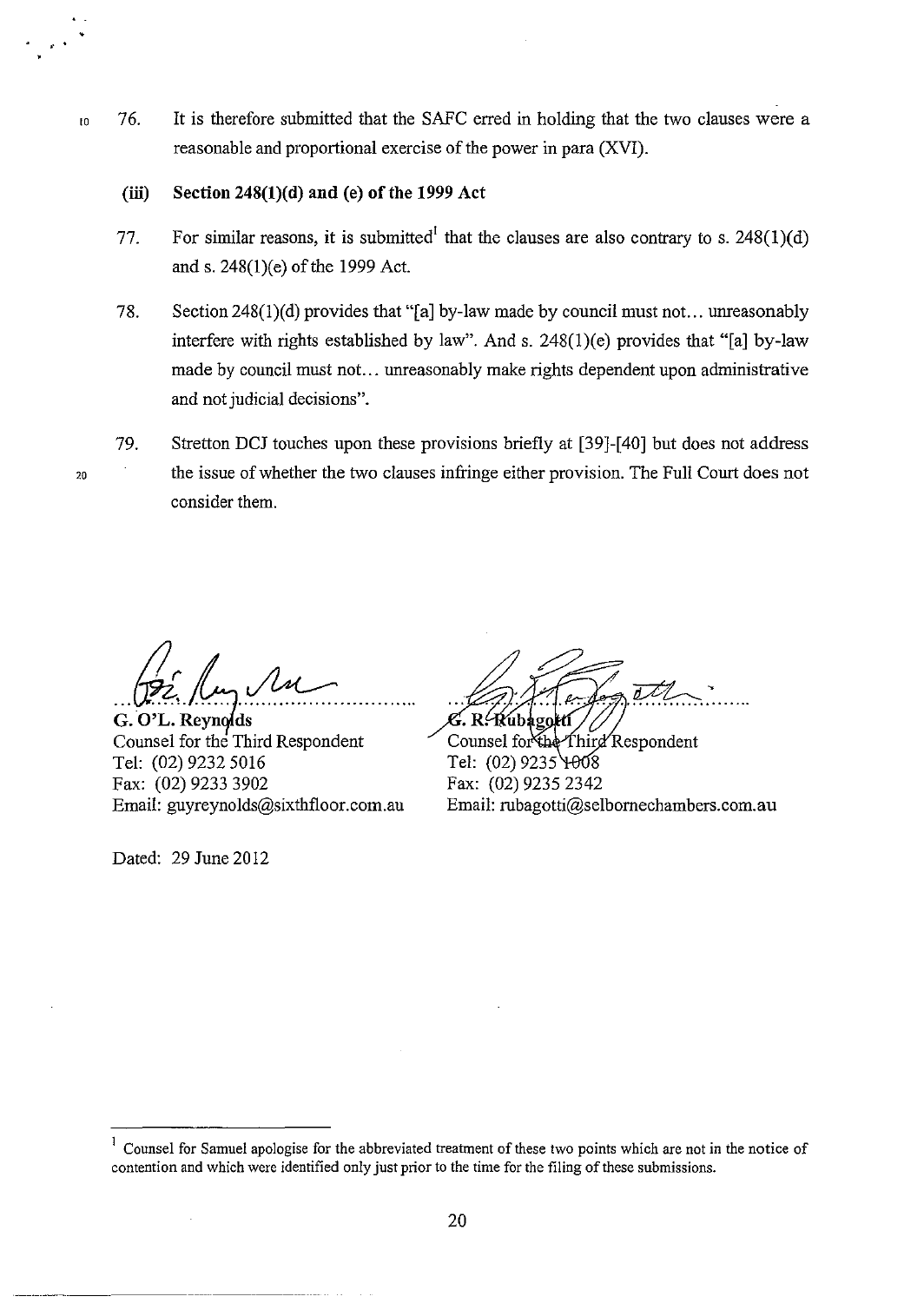76. It is therefore submitted that the SAFC erred in holding that the two clauses were a reasonable and proportional exercise of the power in para (XVI).

**(iii) Section 248(1)(d) and (e) of the 1999 Act**

77. For similar reasons, it is submitted[1] that the clauses are also contrary to s. 248(1)(d) and s. 248(1)(e) of the 1999 Act.

78. Section 248(1)(d) provides that "[a] by-law made by council must not... unreasonably interfere with rights established by law". And s. 248(1)(e) provides that "[a] by-law made by council must not... unreasonably make rights dependent upon administrative and not judicial decisions".

79. Stretton DCJ touches upon these provisions briefly at [39]-[40] but does not address the issue of whether the two clauses infringe either provision. The Full Court does not consider them.

**G. O'L. Reynolds**
Counsel for the Third Respondent
Tel: (02) 9232 5016
Fax: (02) 9233 3902
Email: guyreynolds@sixthfloor.com.au

**G. R. Rubagotti**
Counsel for the Third Respondent
Tel: (02) 9235 1008
Fax: (02) 9235 2342
Email: rubagotti@selbornechambers.com.au

Dated: 29 June 2012

---

[1] Counsel for Samuel apologise for the abbreviated treatment of these two points which are not in the notice of contention and which were identified only just prior to the time for the filing of these submissions.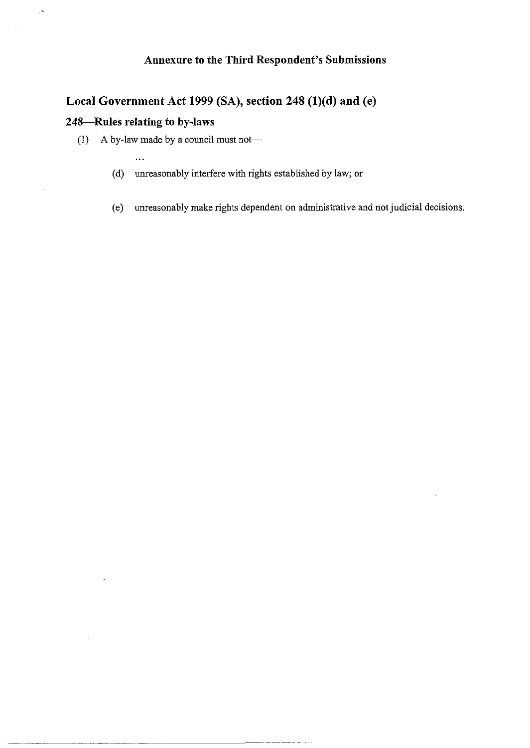## Annexure to the Third Respondent's Submissions

# Local Government Act 1999 (SA), section 248 (1)(d) and (e)

### 248—Rules relating to by-laws

(1) A by-law made by a council must not—

...

(d) unreasonably interfere with rights established by law; or

(e) unreasonably make rights dependent on administrative and not judicial decisions.